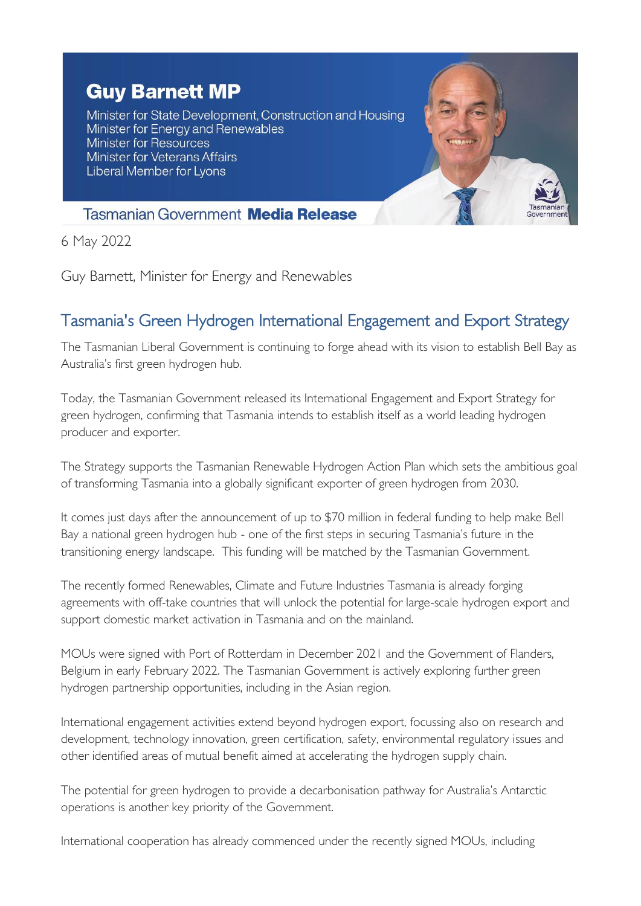**Guy Barnett MP**

Minister for State Development, Construction and Housing
Minister for Energy and Renewables
Minister for Resources
Minister for Veterans Affairs
Liberal Member for Lyons

Tasmanian Government **Media Release**

6 May 2022

Guy Barnett, Minister for Energy and Renewables

## Tasmania's Green Hydrogen International Engagement and Export Strategy

The Tasmanian Liberal Government is continuing to forge ahead with its vision to establish Bell Bay as Australia's first green hydrogen hub.

Today, the Tasmanian Government released its International Engagement and Export Strategy for green hydrogen, confirming that Tasmania intends to establish itself as a world leading hydrogen producer and exporter.

The Strategy supports the Tasmanian Renewable Hydrogen Action Plan which sets the ambitious goal of transforming Tasmania into a globally significant exporter of green hydrogen from 2030.

It comes just days after the announcement of up to $70 million in federal funding to help make Bell Bay a national green hydrogen hub - one of the first steps in securing Tasmania's future in the transitioning energy landscape. This funding will be matched by the Tasmanian Government.

The recently formed Renewables, Climate and Future Industries Tasmania is already forging agreements with off-take countries that will unlock the potential for large-scale hydrogen export and support domestic market activation in Tasmania and on the mainland.

MOUs were signed with Port of Rotterdam in December 2021 and the Government of Flanders, Belgium in early February 2022. The Tasmanian Government is actively exploring further green hydrogen partnership opportunities, including in the Asian region.

International engagement activities extend beyond hydrogen export, focussing also on research and development, technology innovation, green certification, safety, environmental regulatory issues and other identified areas of mutual benefit aimed at accelerating the hydrogen supply chain.

The potential for green hydrogen to provide a decarbonisation pathway for Australia's Antarctic operations is another key priority of the Government.

International cooperation has already commenced under the recently signed MOUs, including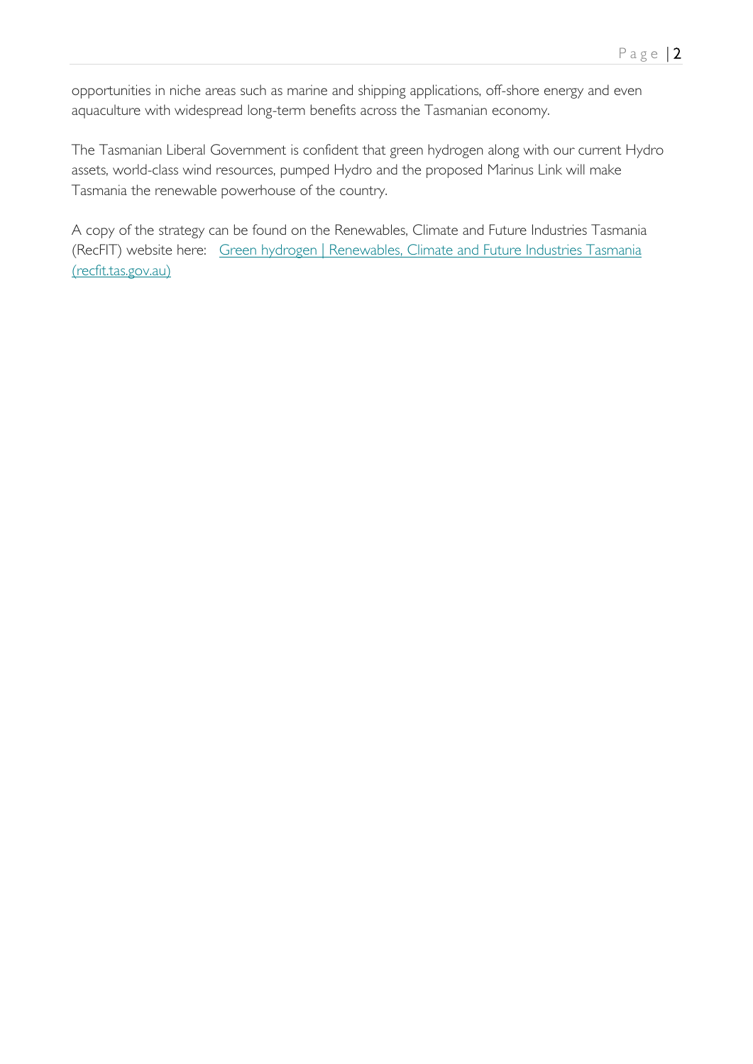opportunities in niche areas such as marine and shipping applications, off-shore energy and even aquaculture with widespread long-term benefits across the Tasmanian economy.

The Tasmanian Liberal Government is confident that green hydrogen along with our current Hydro assets, world-class wind resources, pumped Hydro and the proposed Marinus Link will make Tasmania the renewable powerhouse of the country.

A copy of the strategy can be found on the Renewables, Climate and Future Industries Tasmania (RecFIT) website here: [Green hydrogen | Renewables, Climate and Future Industries Tasmania (recfit.tas.gov.au)]